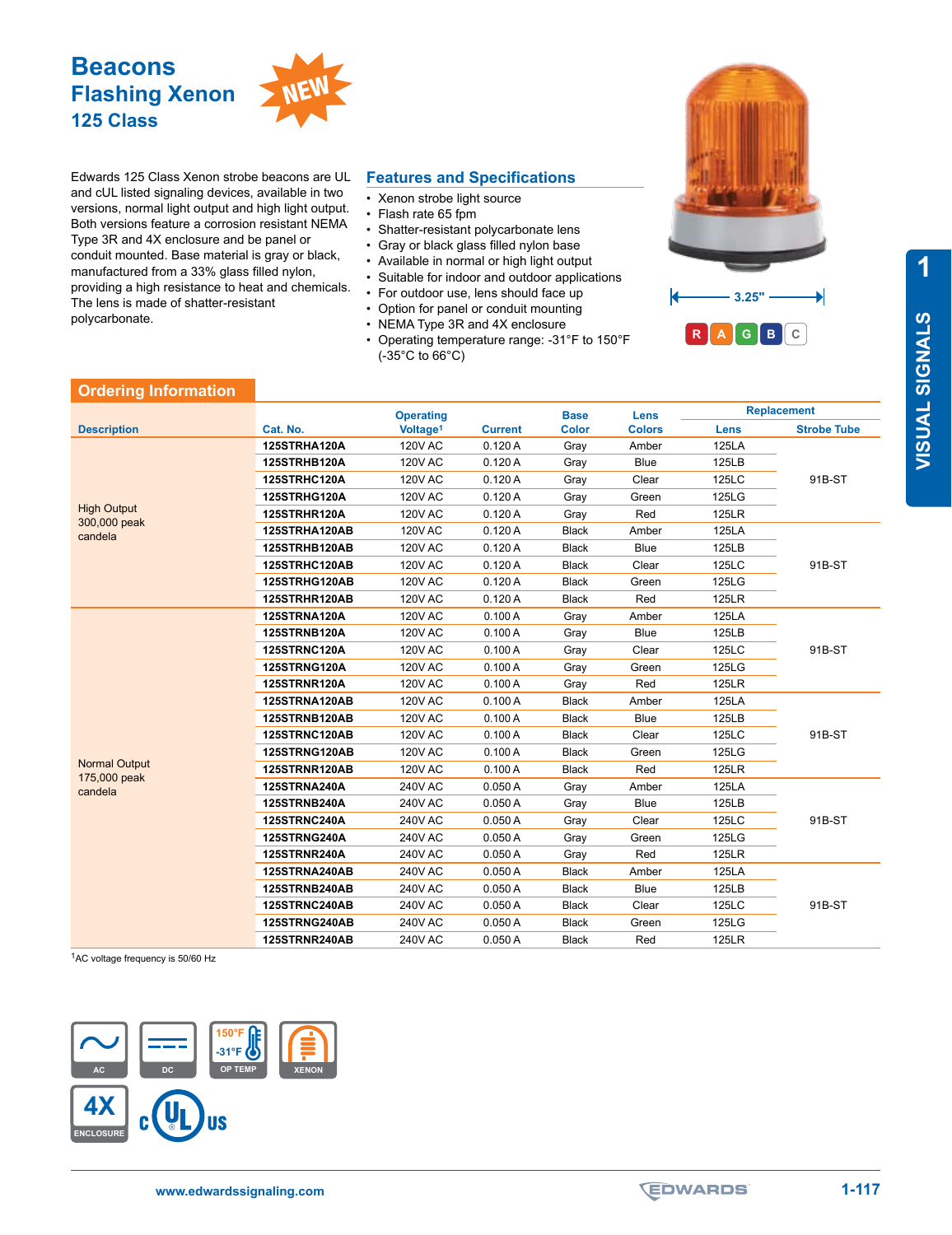# Beacons
## Flashing Xenon
### 125 Class

NEW

Edwards 125 Class Xenon strobe beacons are UL and cUL listed signaling devices, available in two versions, normal light output and high light output. Both versions feature a corrosion resistant NEMA Type 3R and 4X enclosure and be panel or conduit mounted. Base material is gray or black, manufactured from a 33% glass filled nylon, providing a high resistance to heat and chemicals. The lens is made of shatter-resistant polycarbonate.

## Features and Specifications

- Xenon strobe light source
- Flash rate 65 fpm
- Shatter-resistant polycarbonate lens
- Gray or black glass filled nylon base
- Available in normal or high light output
- Suitable for indoor and outdoor applications
- For outdoor use, lens should face up
- Option for panel or conduit mounting
- NEMA Type 3R and 4X enclosure
- Operating temperature range: -31°F to 150°F (-35°C to 66°C)

3.25"

R A G B C

## Ordering Information

| Description | Cat. No. | Operating Voltage[1] | Current | Base Color | Lens Colors | Replacement Lens | Replacement Strobe Tube |
|---|---|---|---|---|---|---|---|
| High Output 300,000 peak candela | 125STRHA120A | 120V AC | 0.120 A | Gray | Amber | 125LA | 91B-ST |
| | 125STRHB120A | 120V AC | 0.120 A | Gray | Blue | 125LB | |
| | 125STRHC120A | 120V AC | 0.120 A | Gray | Clear | 125LC | |
| | 125STRHG120A | 120V AC | 0.120 A | Gray | Green | 125LG | |
| | 125STRHR120A | 120V AC | 0.120 A | Gray | Red | 125LR | |
| | 125STRHA120AB | 120V AC | 0.120 A | Black | Amber | 125LA | 91B-ST |
| | 125STRHB120AB | 120V AC | 0.120 A | Black | Blue | 125LB | |
| | 125STRHC120AB | 120V AC | 0.120 A | Black | Clear | 125LC | |
| | 125STRHG120AB | 120V AC | 0.120 A | Black | Green | 125LG | |
| | 125STRHR120AB | 120V AC | 0.120 A | Black | Red | 125LR | |
| Normal Output 175,000 peak candela | 125STRNA120A | 120V AC | 0.100 A | Gray | Amber | 125LA | 91B-ST |
| | 125STRNB120A | 120V AC | 0.100 A | Gray | Blue | 125LB | |
| | 125STRNC120A | 120V AC | 0.100 A | Gray | Clear | 125LC | |
| | 125STRNG120A | 120V AC | 0.100 A | Gray | Green | 125LG | |
| | 125STRNR120A | 120V AC | 0.100 A | Gray | Red | 125LR | |
| | 125STRNA120AB | 120V AC | 0.100 A | Black | Amber | 125LA | 91B-ST |
| | 125STRNB120AB | 120V AC | 0.100 A | Black | Blue | 125LB | |
| | 125STRNC120AB | 120V AC | 0.100 A | Black | Clear | 125LC | |
| | 125STRNG120AB | 120V AC | 0.100 A | Black | Green | 125LG | |
| | 125STRNR120AB | 120V AC | 0.100 A | Black | Red | 125LR | |
| | 125STRNA240A | 240V AC | 0.050 A | Gray | Amber | 125LA | 91B-ST |
| | 125STRNB240A | 240V AC | 0.050 A | Gray | Blue | 125LB | |
| | 125STRNC240A | 240V AC | 0.050 A | Gray | Clear | 125LC | |
| | 125STRNG240A | 240V AC | 0.050 A | Gray | Green | 125LG | |
| | 125STRNR240A | 240V AC | 0.050 A | Gray | Red | 125LR | |
| | 125STRNA240AB | 240V AC | 0.050 A | Black | Amber | 125LA | 91B-ST |
| | 125STRNB240AB | 240V AC | 0.050 A | Black | Blue | 125LB | |
| | 125STRNC240AB | 240V AC | 0.050 A | Black | Clear | 125LC | |
| | 125STRNG240AB | 240V AC | 0.050 A | Black | Green | 125LG | |
| | 125STRNR240AB | 240V AC | 0.050 A | Black | Red | 125LR | |

[1]AC voltage frequency is 50/60 Hz

AC | DC | 150°F -31°F OP TEMP | XENON | 4X ENCLOSURE | c UL US

www.edwardssignaling.com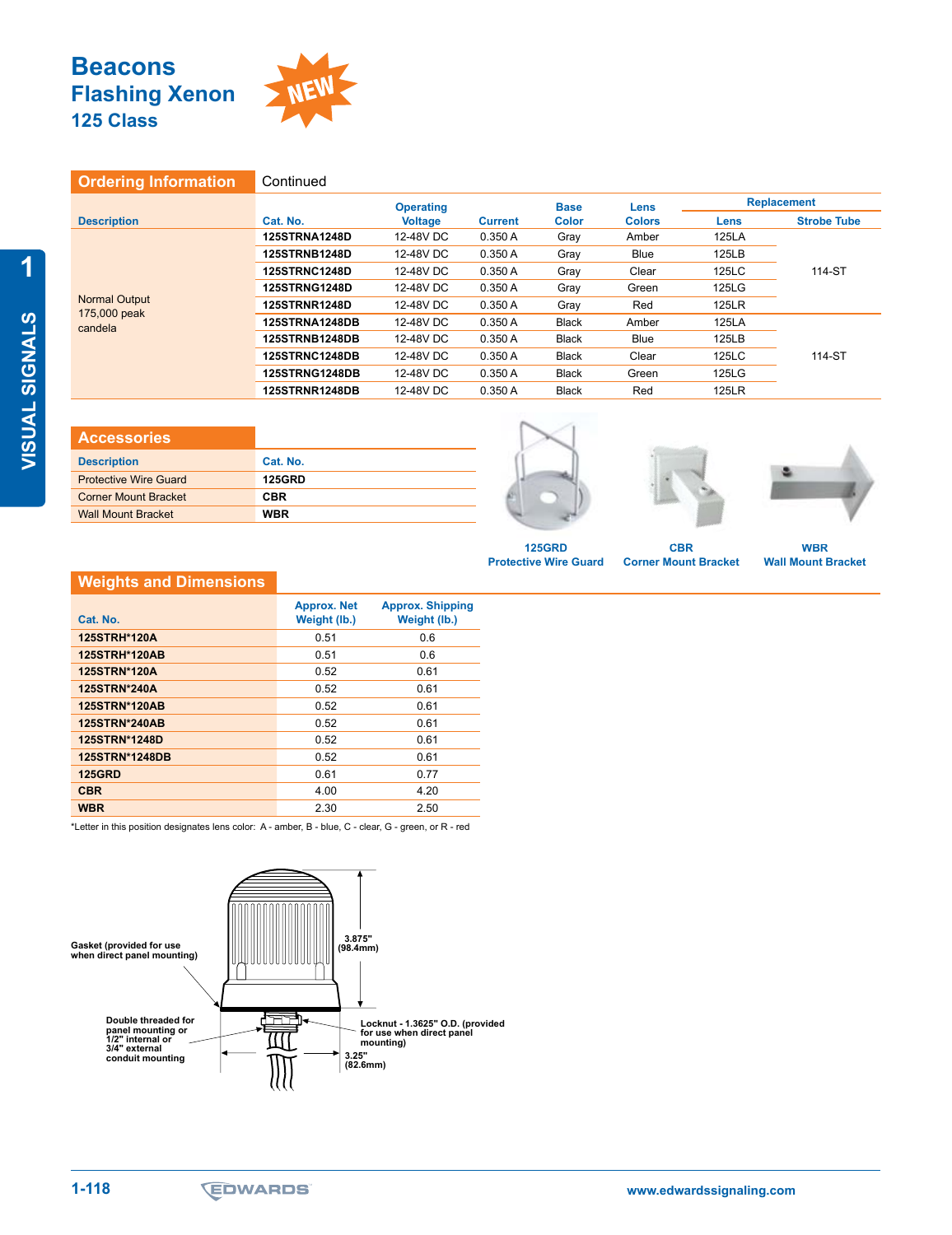# Beacons
## Flashing Xenon
### 125 Class

NEW

## Ordering Information

Continued

| Description | Cat. No. | Operating Voltage | Current | Base Color | Lens Colors | Replacement Lens | Replacement Strobe Tube |
|---|---|---|---|---|---|---|---|
| Normal Output 175,000 peak candela | 125STRNA1248D | 12-48V DC | 0.350 A | Gray | Amber | 125LA | 114-ST |
| | 125STRNB1248D | 12-48V DC | 0.350 A | Gray | Blue | 125LB | |
| | 125STRNC1248D | 12-48V DC | 0.350 A | Gray | Clear | 125LC | |
| | 125STRNG1248D | 12-48V DC | 0.350 A | Gray | Green | 125LG | |
| | 125STRNR1248D | 12-48V DC | 0.350 A | Gray | Red | 125LR | |
| | 125STRNA1248DB | 12-48V DC | 0.350 A | Black | Amber | 125LA | 114-ST |
| | 125STRNB1248DB | 12-48V DC | 0.350 A | Black | Blue | 125LB | |
| | 125STRNC1248DB | 12-48V DC | 0.350 A | Black | Clear | 125LC | |
| | 125STRNG1248DB | 12-48V DC | 0.350 A | Black | Green | 125LG | |
| | 125STRNR1248DB | 12-48V DC | 0.350 A | Black | Red | 125LR | |

## Accessories

| Description | Cat. No. |
|---|---|
| Protective Wire Guard | 125GRD |
| Corner Mount Bracket | CBR |
| Wall Mount Bracket | WBR |

125GRD Protective Wire Guard

CBR Corner Mount Bracket

WBR Wall Mount Bracket

## Weights and Dimensions

| Cat. No. | Approx. Net Weight (lb.) | Approx. Shipping Weight (lb.) |
|---|---|---|
| 125STRH*120A | 0.51 | 0.6 |
| 125STRH*120AB | 0.51 | 0.6 |
| 125STRN*120A | 0.52 | 0.61 |
| 125STRN*240A | 0.52 | 0.61 |
| 125STRN*120AB | 0.52 | 0.61 |
| 125STRN*240AB | 0.52 | 0.61 |
| 125STRN*1248D | 0.52 | 0.61 |
| 125STRN*1248DB | 0.52 | 0.61 |
| 125GRD | 0.61 | 0.77 |
| CBR | 4.00 | 4.20 |
| WBR | 2.30 | 2.50 |

*Letter in this position designates lens color: A - amber, B - blue, C - clear, G - green, or R - red

Gasket (provided for use when direct panel mounting)

3.875" (98.4mm)

Double threaded for panel mounting or 1/2" internal or 3/4" external conduit mounting

Locknut - 1.3625" O.D. (provided for use when direct panel mounting)

3.25" (82.6mm)

EDWARDS

www.edwardssignaling.com